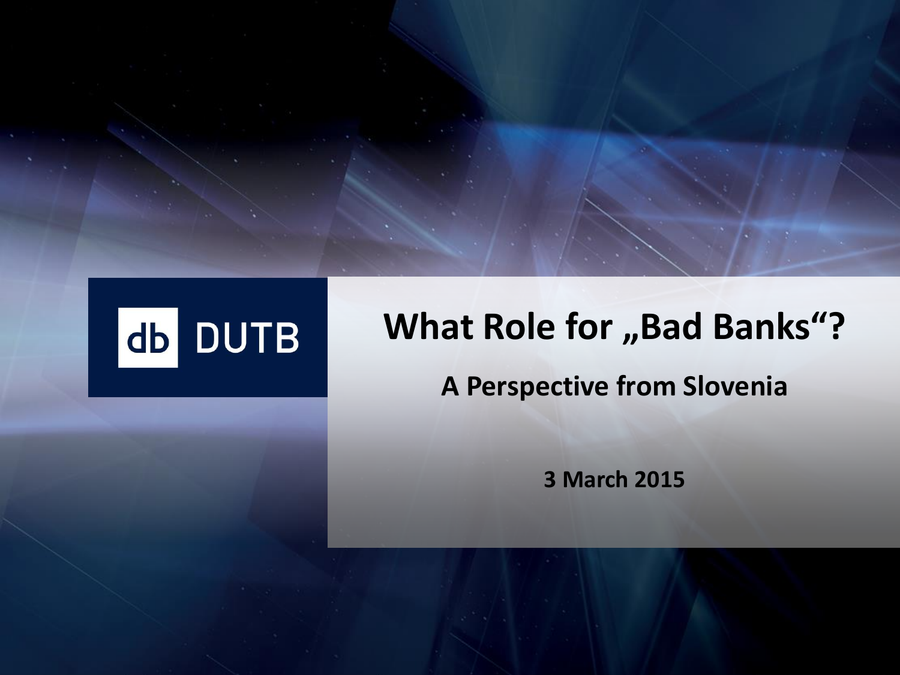db DUTB

# What Role for „Bad Banks“?

## A Perspective from Slovenia

**3 March 2015**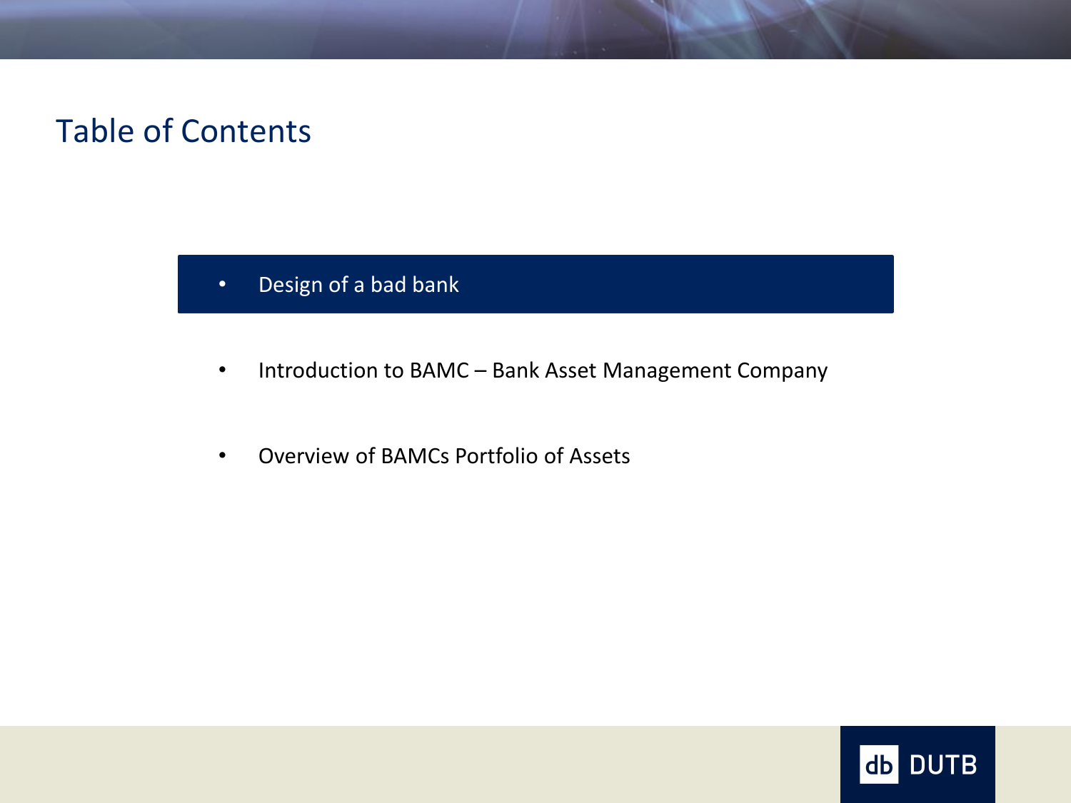# Table of Contents

- Design of a bad bank
- Introduction to BAMC – Bank Asset Management Company
- Overview of BAMCs Portfolio of Assets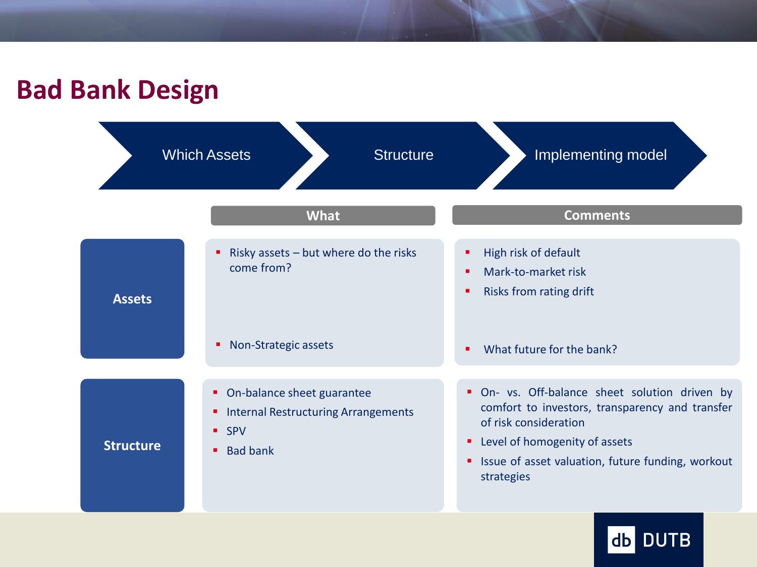# Bad Bank Design

Which Assets → Structure → Implementing model

| | What | Comments |
|---|---|---|
| **Assets** | ▪ Risky assets – but where do the risks come from?<br><br>▪ Non-Strategic assets | ▪ High risk of default<br>▪ Mark-to-market risk<br>▪ Risks from rating drift<br><br>▪ What future for the bank? |
| **Structure** | ▪ On-balance sheet guarantee<br>▪ Internal Restructuring Arrangements<br>▪ SPV<br>▪ Bad bank | ▪ On- vs. Off-balance sheet solution driven by comfort to investors, transparency and transfer of risk consideration<br>▪ Level of homogenity of assets<br>▪ Issue of asset valuation, future funding, workout strategies |

db DUTB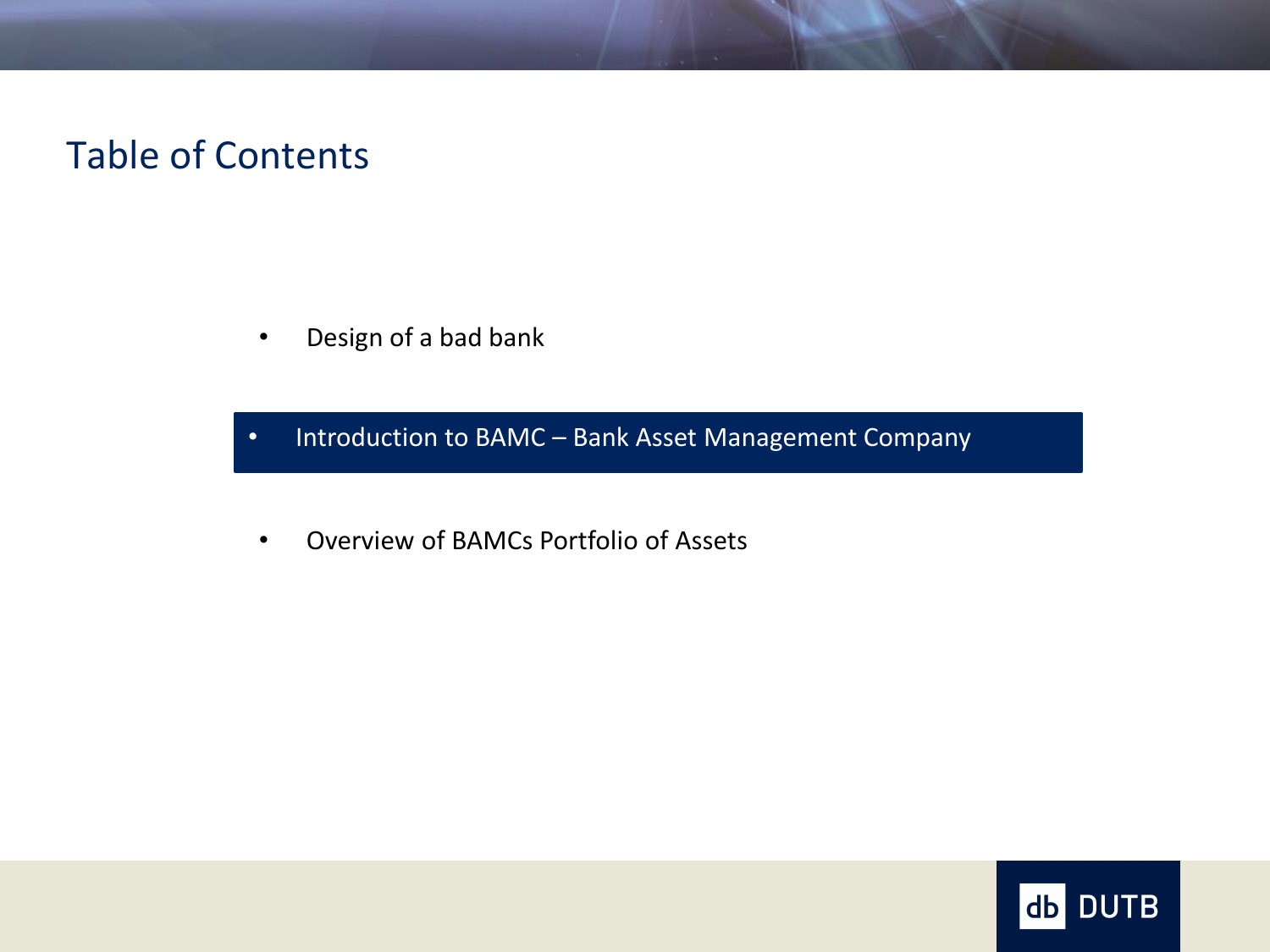# Table of Contents

- Design of a bad bank
- **Introduction to BAMC – Bank Asset Management Company**
- Overview of BAMCs Portfolio of Assets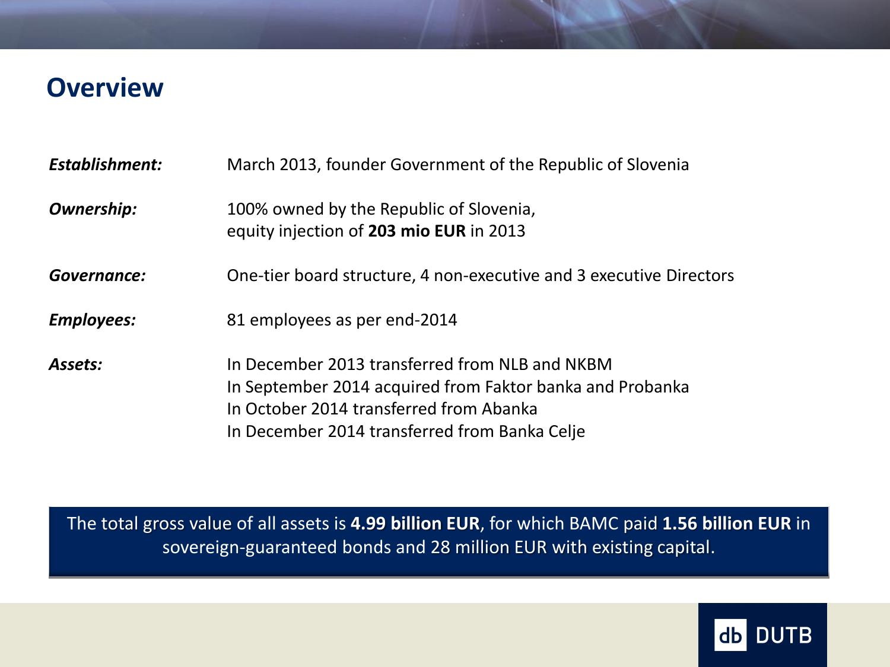## Overview

| | |
|---|---|
| ***Establishment:*** | March 2013, founder Government of the Republic of Slovenia |
| ***Ownership:*** | 100% owned by the Republic of Slovenia,<br>equity injection of **203 mio EUR** in 2013 |
| ***Governance:*** | One-tier board structure, 4 non-executive and 3 executive Directors |
| ***Employees:*** | 81 employees as per end-2014 |
| ***Assets:*** | In December 2013 transferred from NLB and NKBM<br>In September 2014 acquired from Faktor banka and Probanka<br>In October 2014 transferred from Abanka<br>In December 2014 transferred from Banka Celje |

The total gross value of all assets is **4.99 billion EUR**, for which BAMC paid **1.56 billion EUR** in sovereign-guaranteed bonds and 28 million EUR with existing capital.

db DUTB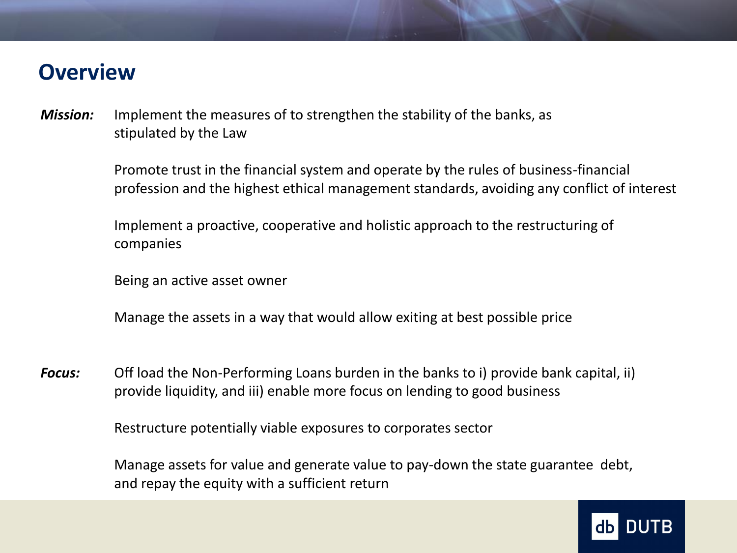# Overview

***Mission:*** Implement the measures of to strengthen the stability of the banks, as stipulated by the Law

Promote trust in the financial system and operate by the rules of business-financial profession and the highest ethical management standards, avoiding any conflict of interest

Implement a proactive, cooperative and holistic approach to the restructuring of companies

Being an active asset owner

Manage the assets in a way that would allow exiting at best possible price

***Focus:*** Off load the Non-Performing Loans burden in the banks to i) provide bank capital, ii) provide liquidity, and iii) enable more focus on lending to good business

Restructure potentially viable exposures to corporates sector

Manage assets for value and generate value to pay-down the state guarantee debt, and repay the equity with a sufficient return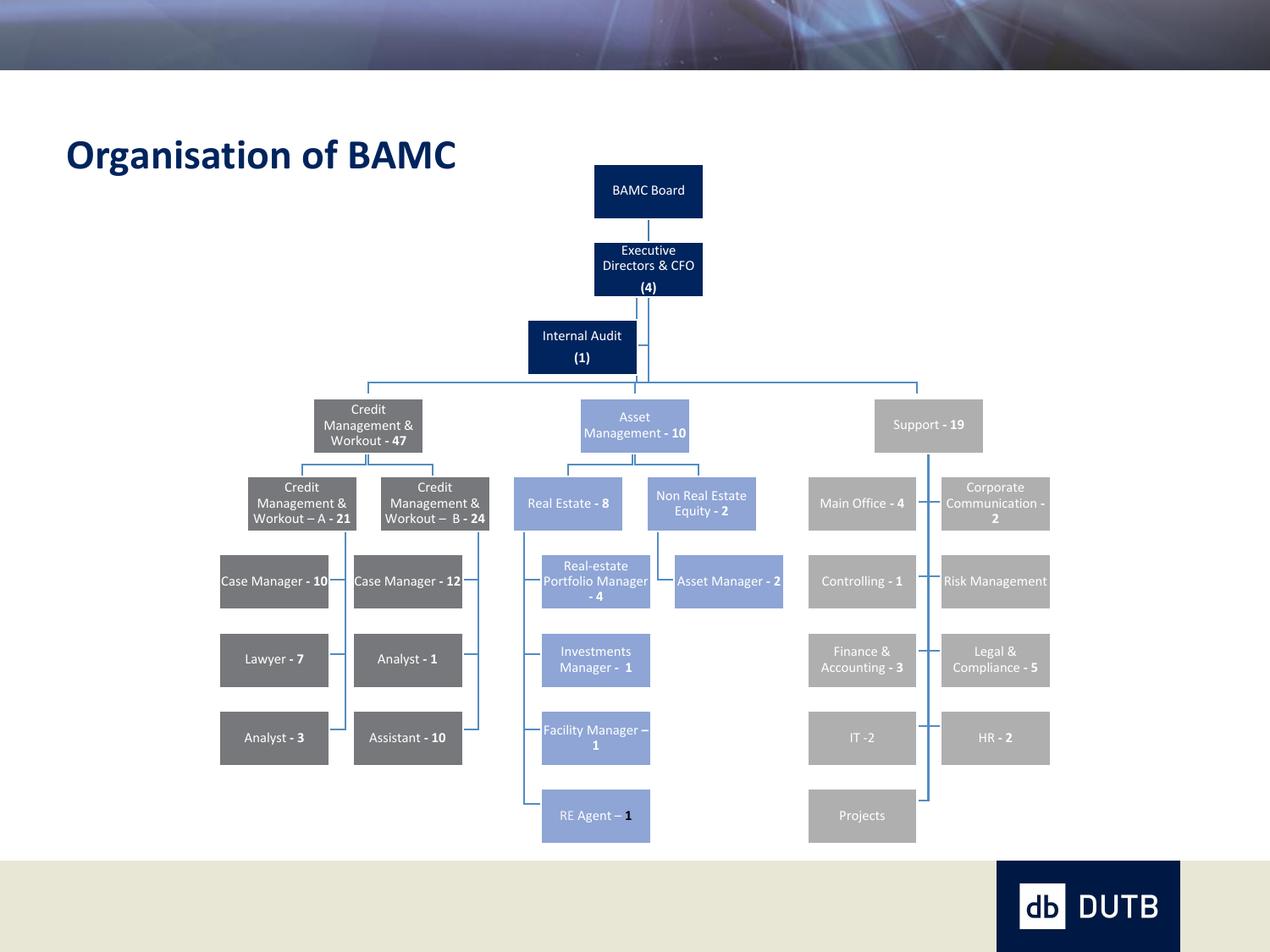# Organisation of BAMC

- BAMC Board
  - Executive Directors & CFO **(4)**
    - Internal Audit **(1)**
    - Credit Management & Workout - **47**
      - Credit Management & Workout – A - **21**
        - Case Manager - **10**
        - Lawyer - **7**
        - Analyst - **3**
      - Credit Management & Workout – B - **24**
        - Case Manager - **12**
        - Analyst - **1**
        - Assistant - **10**
    - Asset Management - **10**
      - Real Estate - **8**
        - Real-estate Portfolio Manager - **4**
        - Investments Manager - **1**
        - Facility Manager – **1**
        - RE Agent – **1**
      - Non Real Estate Equity - **2**
        - Asset Manager - **2**
    - Support - **19**
      - Main Office - **4**
      - Controlling - **1**
      - Finance & Accounting - **3**
      - IT -2
      - Projects
      - Corporate Communication - **2**
      - Risk Management
      - Legal & Compliance - **5**
      - HR - **2**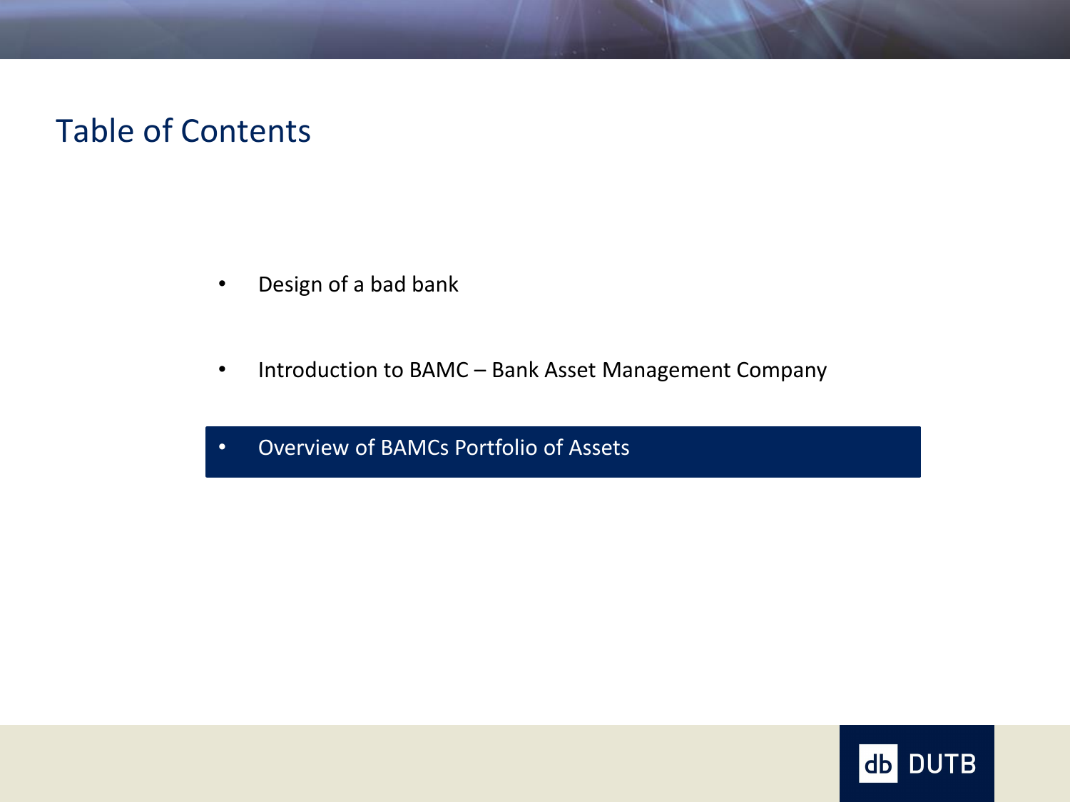# Table of Contents

- Design of a bad bank
- Introduction to BAMC – Bank Asset Management Company
- Overview of BAMCs Portfolio of Assets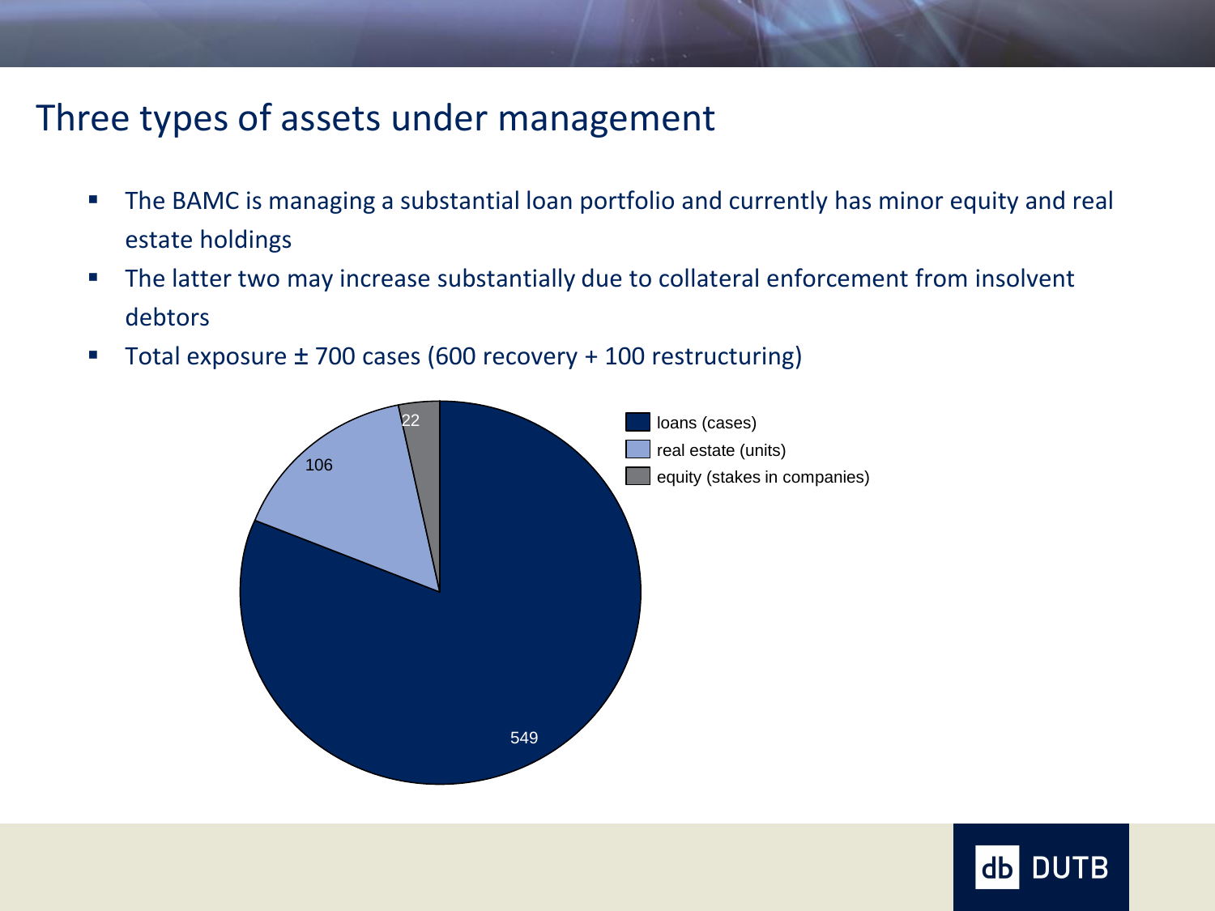# Three types of assets under management

- The BAMC is managing a substantial loan portfolio and currently has minor equity and real estate holdings
- The latter two may increase substantially due to collateral enforcement from insolvent debtors
- Total exposure ± 700 cases (600 recovery + 100 restructuring)

| Asset type | Count |
| --- | --- |
| loans (cases) | 549 |
| real estate (units) | 106 |
| equity (stakes in companies) | 22 |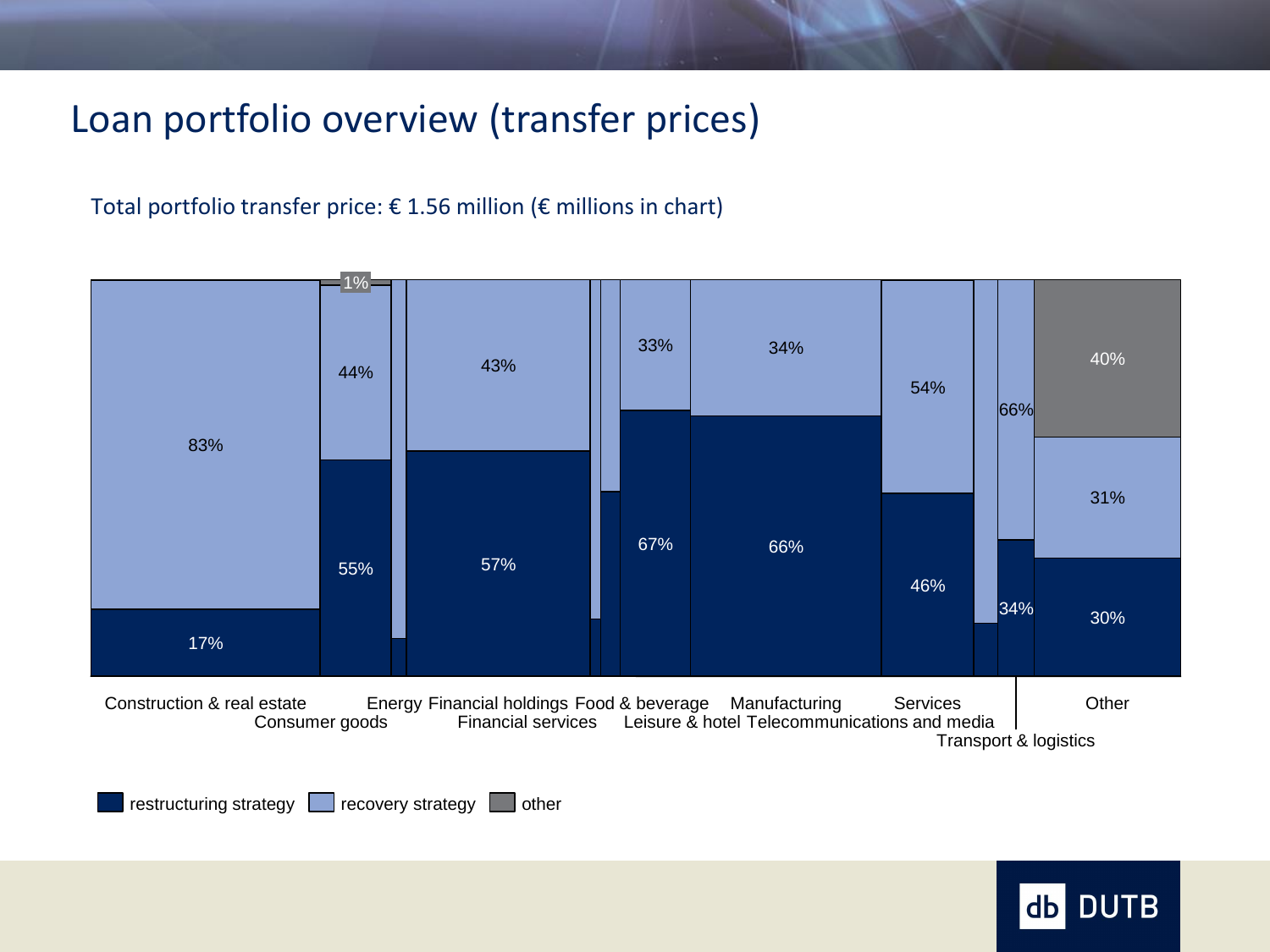# Loan portfolio overview (transfer prices)

Total portfolio transfer price: € 1.56 million (€ millions in chart)

| Sector | restructuring strategy | recovery strategy | other |
|---|---|---|---|
| Construction & real estate | 17% | 83% | |
| Consumer goods | 55% | 44% | 1% |
| Energy | | | |
| Financial holdings | 57% | 43% | |
| Financial services | | | |
| Food & beverage | | | |
| Leisure & hotel | 67% | 33% | |
| Manufacturing | 66% | 34% | |
| Services | 46% | 54% | |
| Telecommunications and media | | | |
| Transport & logistics | 34% | 66% | |
| Other | 30% | 31% | 40% |

restructuring strategy | recovery strategy | other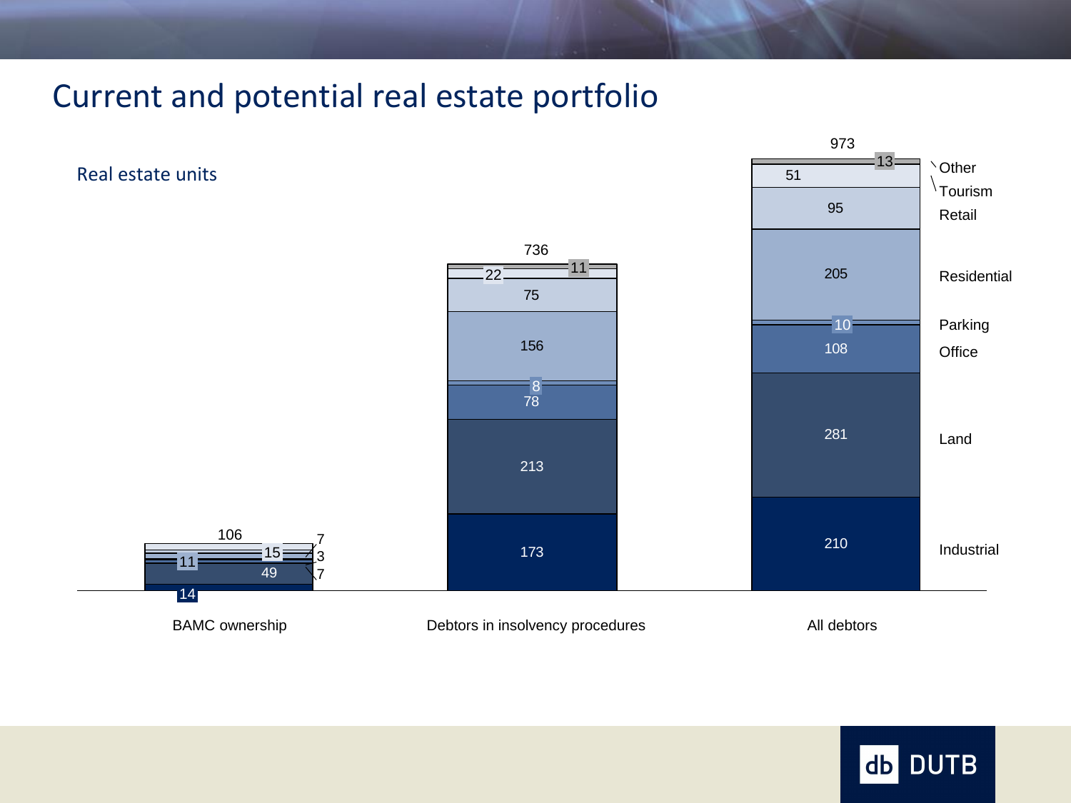# Current and potential real estate portfolio

## Real estate units

| Category | BAMC ownership | Debtors in insolvency procedures | All debtors |
| --- | --- | --- | --- |
| Other | 7 | 11 | 13 |
| Tourism | 15 | 22 | 51 |
| Retail | 3 | 75 | 95 |
| Residential | 11 | 156 | 205 |
| Parking | 7 | 8 | 10 |
| Office | | 78 | 108 |
| Land | 49 | 213 | 281 |
| Industrial | 14 | 173 | 210 |
| **Total** | **106** | **736** | **973** |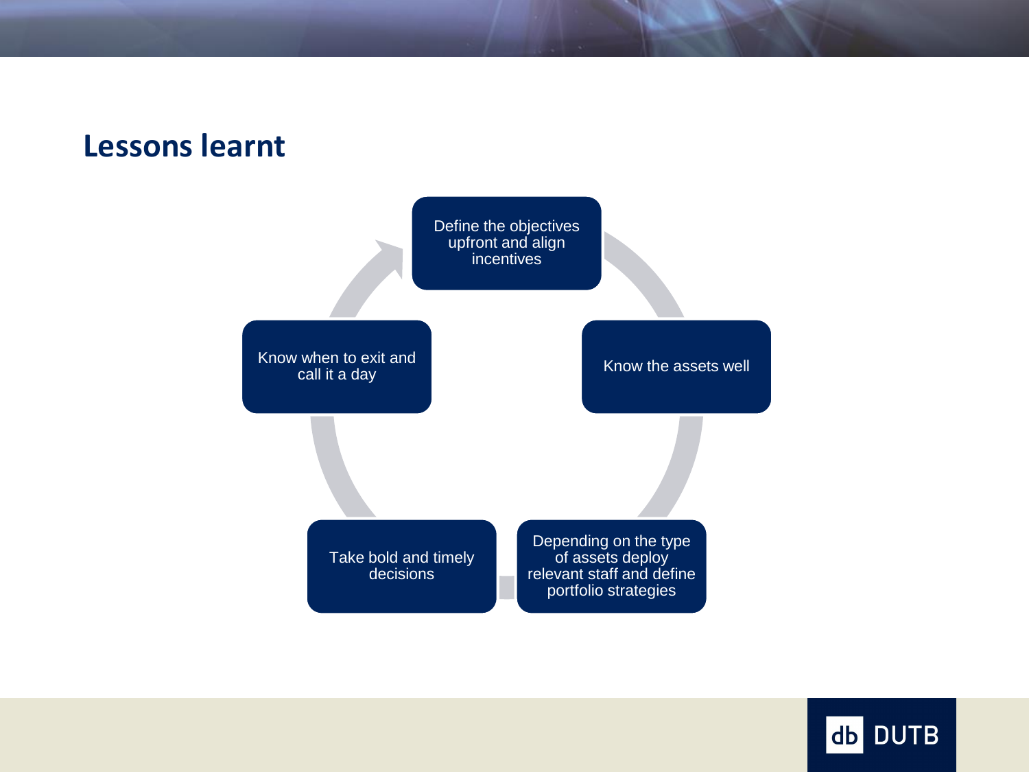## Lessons learnt

Define the objectives upfront and align incentives

Know the assets well

Depending on the type of assets deploy relevant staff and define portfolio strategies

Take bold and timely decisions

Know when to exit and call it a day